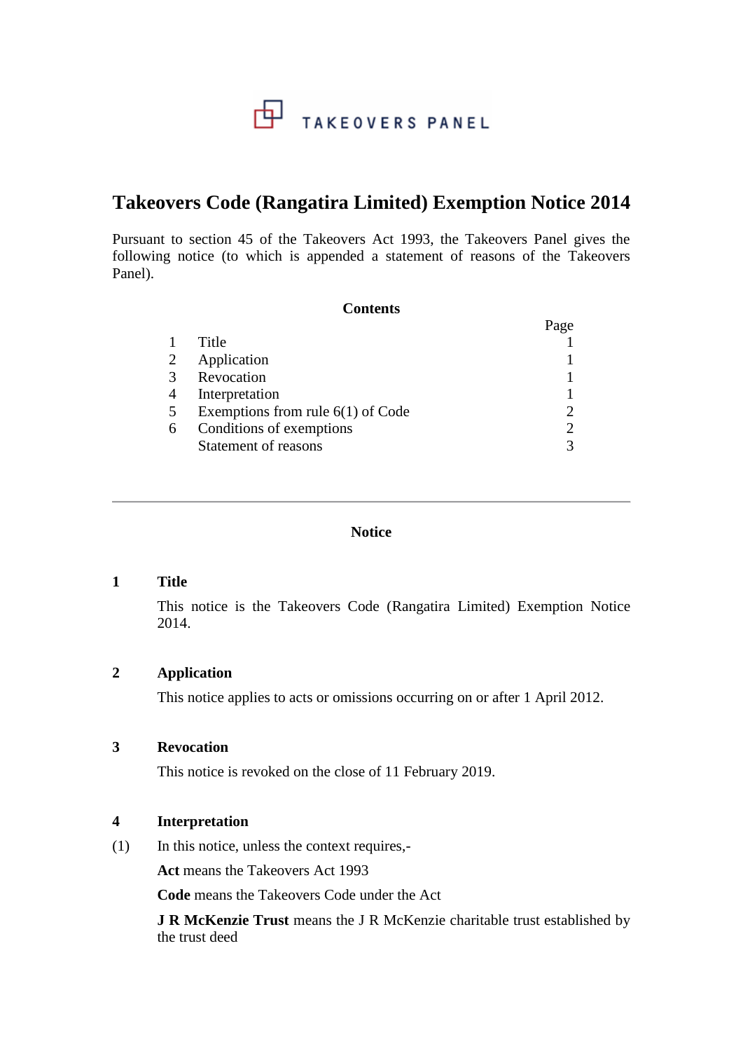TAKEOVERS PANEL

# Takeovers Code (Rangatira Limited) Exemption Notice 2014

Pursuant to section 45 of the Takeovers Act 1993, the Takeovers Panel gives the following notice (to which is appended a statement of reasons of the Takeovers Panel).

**Contents**

| | | Page |
|---|---|---|
| 1 | Title | 1 |
| 2 | Application | 1 |
| 3 | Revocation | 1 |
| 4 | Interpretation | 1 |
| 5 | Exemptions from rule 6(1) of Code | 2 |
| 6 | Conditions of exemptions | 2 |
| | Statement of reasons | 3 |

---

## Notice

### 1 Title

This notice is the Takeovers Code (Rangatira Limited) Exemption Notice 2014.

### 2 Application

This notice applies to acts or omissions occurring on or after 1 April 2012.

### 3 Revocation

This notice is revoked on the close of 11 February 2019.

### 4 Interpretation

(1) In this notice, unless the context requires,-

**Act** means the Takeovers Act 1993

**Code** means the Takeovers Code under the Act

**J R McKenzie Trust** means the J R McKenzie charitable trust established by the trust deed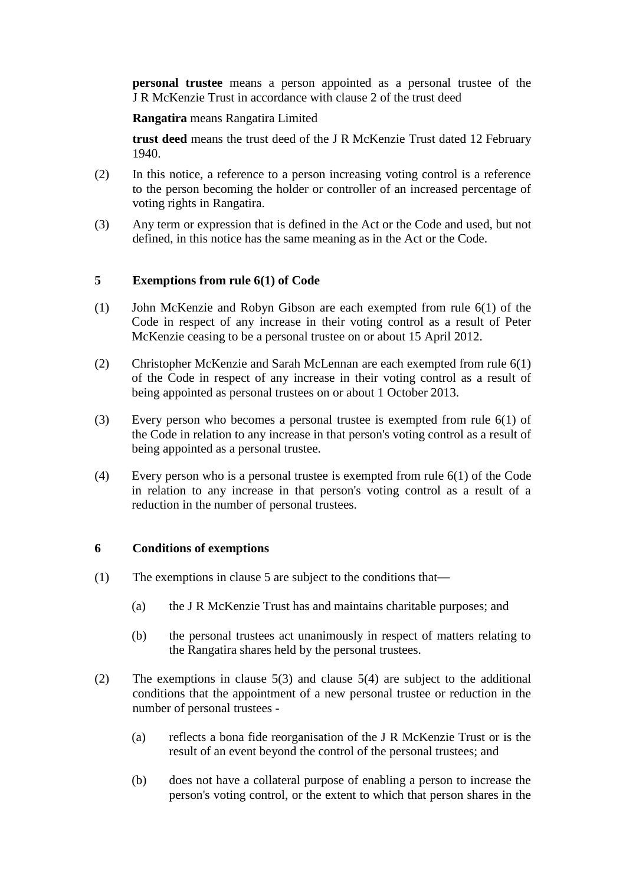**personal trustee** means a person appointed as a personal trustee of the J R McKenzie Trust in accordance with clause 2 of the trust deed

**Rangatira** means Rangatira Limited

**trust deed** means the trust deed of the J R McKenzie Trust dated 12 February 1940.

(2) In this notice, a reference to a person increasing voting control is a reference to the person becoming the holder or controller of an increased percentage of voting rights in Rangatira.

(3) Any term or expression that is defined in the Act or the Code and used, but not defined, in this notice has the same meaning as in the Act or the Code.

## 5 Exemptions from rule 6(1) of Code

(1) John McKenzie and Robyn Gibson are each exempted from rule 6(1) of the Code in respect of any increase in their voting control as a result of Peter McKenzie ceasing to be a personal trustee on or about 15 April 2012.

(2) Christopher McKenzie and Sarah McLennan are each exempted from rule 6(1) of the Code in respect of any increase in their voting control as a result of being appointed as personal trustees on or about 1 October 2013.

(3) Every person who becomes a personal trustee is exempted from rule 6(1) of the Code in relation to any increase in that person's voting control as a result of being appointed as a personal trustee.

(4) Every person who is a personal trustee is exempted from rule 6(1) of the Code in relation to any increase in that person's voting control as a result of a reduction in the number of personal trustees.

## 6 Conditions of exemptions

(1) The exemptions in clause 5 are subject to the conditions that—

(a) the J R McKenzie Trust has and maintains charitable purposes; and

(b) the personal trustees act unanimously in respect of matters relating to the Rangatira shares held by the personal trustees.

(2) The exemptions in clause 5(3) and clause 5(4) are subject to the additional conditions that the appointment of a new personal trustee or reduction in the number of personal trustees -

(a) reflects a bona fide reorganisation of the J R McKenzie Trust or is the result of an event beyond the control of the personal trustees; and

(b) does not have a collateral purpose of enabling a person to increase the person's voting control, or the extent to which that person shares in the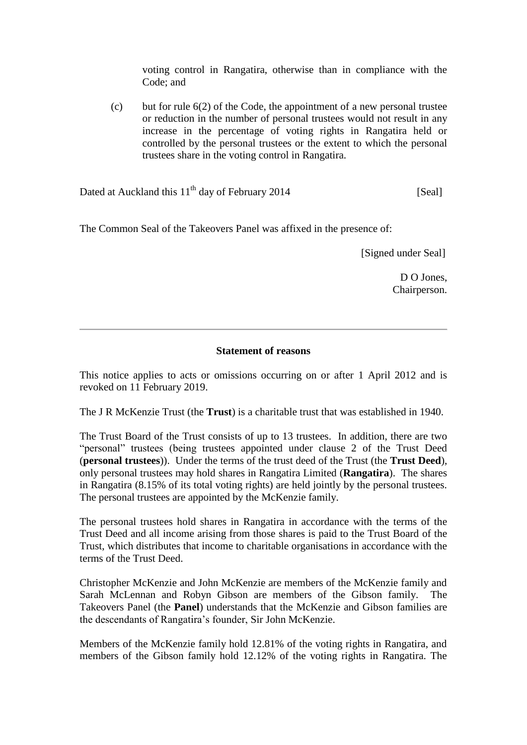voting control in Rangatira, otherwise than in compliance with the Code; and

(c) but for rule 6(2) of the Code, the appointment of a new personal trustee or reduction in the number of personal trustees would not result in any increase in the percentage of voting rights in Rangatira held or controlled by the personal trustees or the extent to which the personal trustees share in the voting control in Rangatira.

Dated at Auckland this 11th day of February 2014 [Seal]

The Common Seal of the Takeovers Panel was affixed in the presence of:

[Signed under Seal]

D O Jones,
Chairperson.

---

**Statement of reasons**

This notice applies to acts or omissions occurring on or after 1 April 2012 and is revoked on 11 February 2019.

The J R McKenzie Trust (the **Trust**) is a charitable trust that was established in 1940.

The Trust Board of the Trust consists of up to 13 trustees. In addition, there are two "personal" trustees (being trustees appointed under clause 2 of the Trust Deed (**personal trustees**)). Under the terms of the trust deed of the Trust (the **Trust Deed**), only personal trustees may hold shares in Rangatira Limited (**Rangatira**). The shares in Rangatira (8.15% of its total voting rights) are held jointly by the personal trustees. The personal trustees are appointed by the McKenzie family.

The personal trustees hold shares in Rangatira in accordance with the terms of the Trust Deed and all income arising from those shares is paid to the Trust Board of the Trust, which distributes that income to charitable organisations in accordance with the terms of the Trust Deed.

Christopher McKenzie and John McKenzie are members of the McKenzie family and Sarah McLennan and Robyn Gibson are members of the Gibson family. The Takeovers Panel (the **Panel**) understands that the McKenzie and Gibson families are the descendants of Rangatira's founder, Sir John McKenzie.

Members of the McKenzie family hold 12.81% of the voting rights in Rangatira, and members of the Gibson family hold 12.12% of the voting rights in Rangatira. The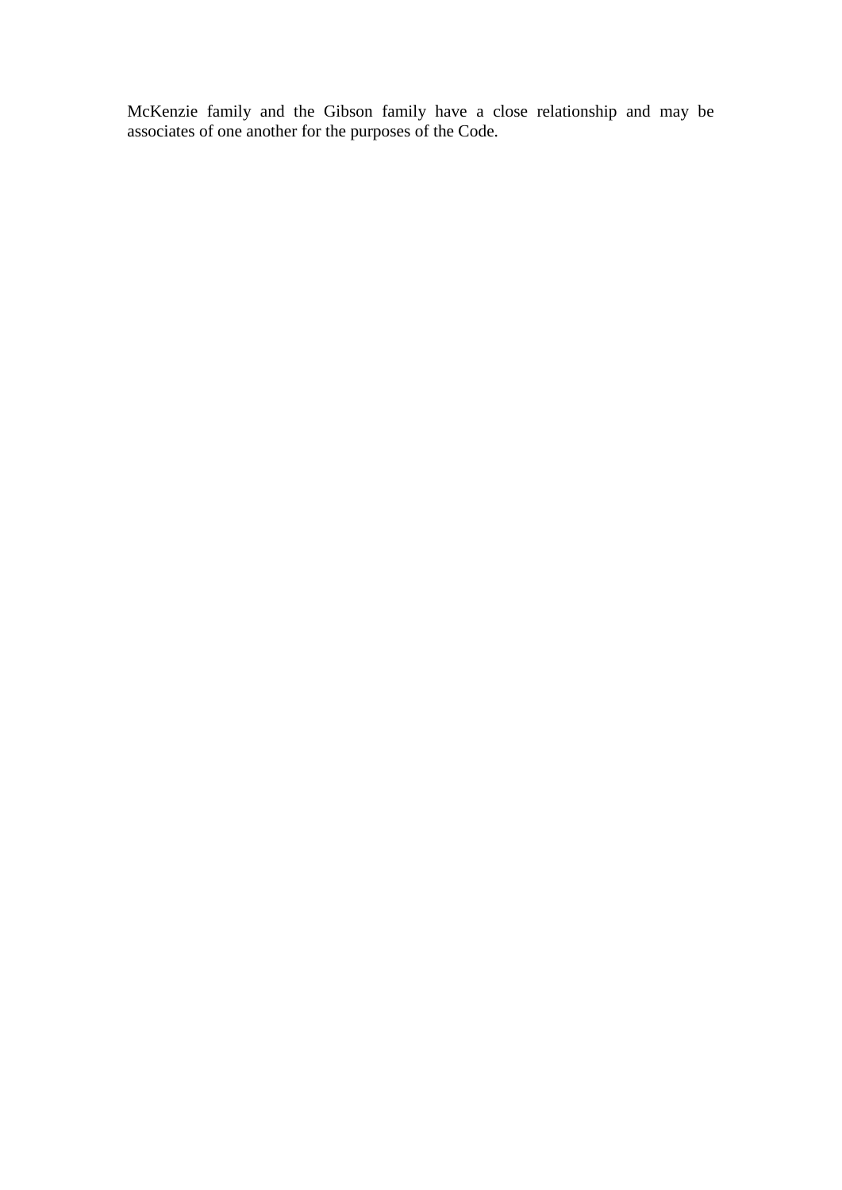McKenzie family and the Gibson family have a close relationship and may be associates of one another for the purposes of the Code.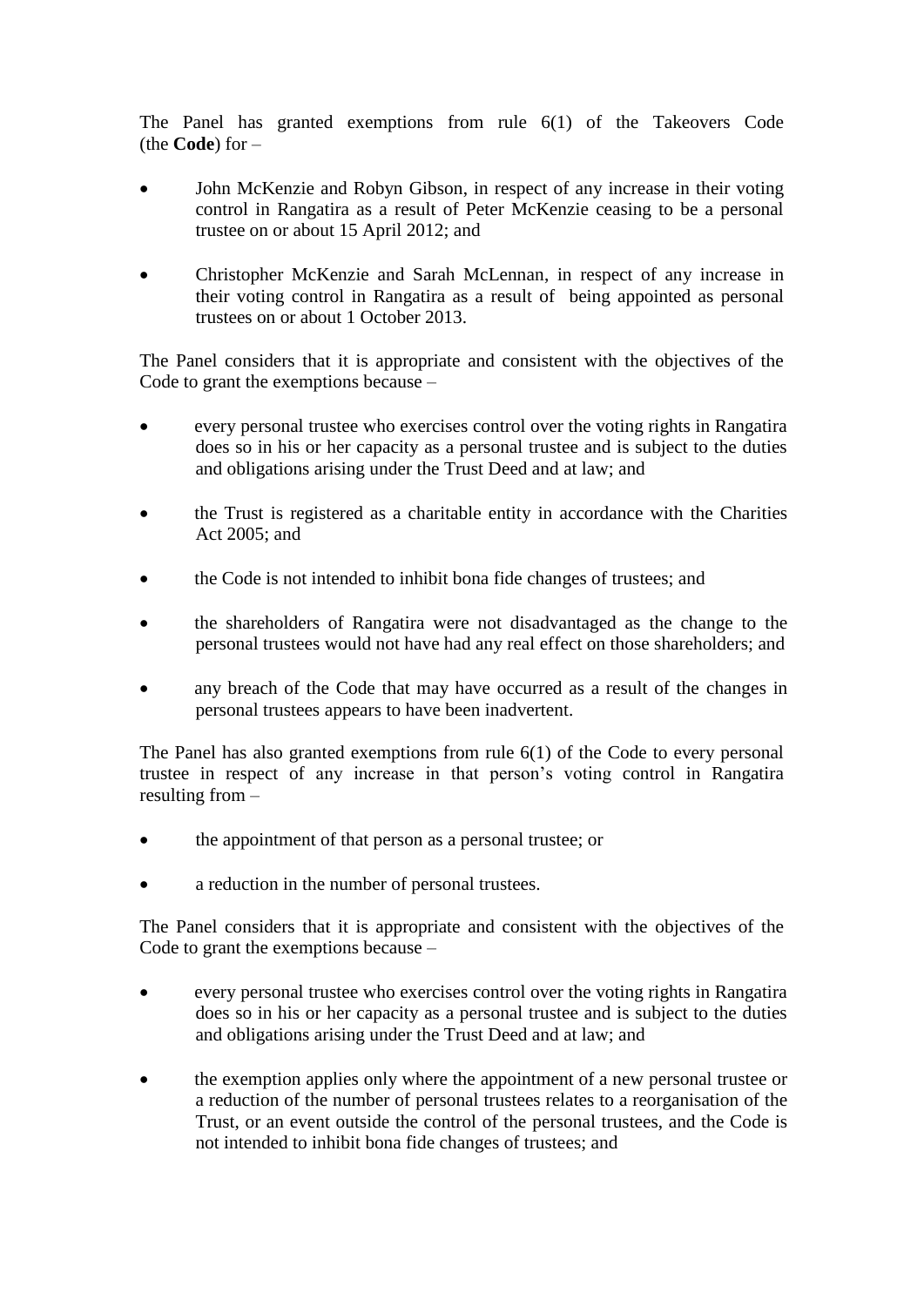The Panel has granted exemptions from rule 6(1) of the Takeovers Code (the **Code**) for –

- John McKenzie and Robyn Gibson, in respect of any increase in their voting control in Rangatira as a result of Peter McKenzie ceasing to be a personal trustee on or about 15 April 2012; and

- Christopher McKenzie and Sarah McLennan, in respect of any increase in their voting control in Rangatira as a result of being appointed as personal trustees on or about 1 October 2013.

The Panel considers that it is appropriate and consistent with the objectives of the Code to grant the exemptions because –

- every personal trustee who exercises control over the voting rights in Rangatira does so in his or her capacity as a personal trustee and is subject to the duties and obligations arising under the Trust Deed and at law; and

- the Trust is registered as a charitable entity in accordance with the Charities Act 2005; and

- the Code is not intended to inhibit bona fide changes of trustees; and

- the shareholders of Rangatira were not disadvantaged as the change to the personal trustees would not have had any real effect on those shareholders; and

- any breach of the Code that may have occurred as a result of the changes in personal trustees appears to have been inadvertent.

The Panel has also granted exemptions from rule 6(1) of the Code to every personal trustee in respect of any increase in that person's voting control in Rangatira resulting from –

- the appointment of that person as a personal trustee; or

- a reduction in the number of personal trustees.

The Panel considers that it is appropriate and consistent with the objectives of the Code to grant the exemptions because –

- every personal trustee who exercises control over the voting rights in Rangatira does so in his or her capacity as a personal trustee and is subject to the duties and obligations arising under the Trust Deed and at law; and

- the exemption applies only where the appointment of a new personal trustee or a reduction of the number of personal trustees relates to a reorganisation of the Trust, or an event outside the control of the personal trustees, and the Code is not intended to inhibit bona fide changes of trustees; and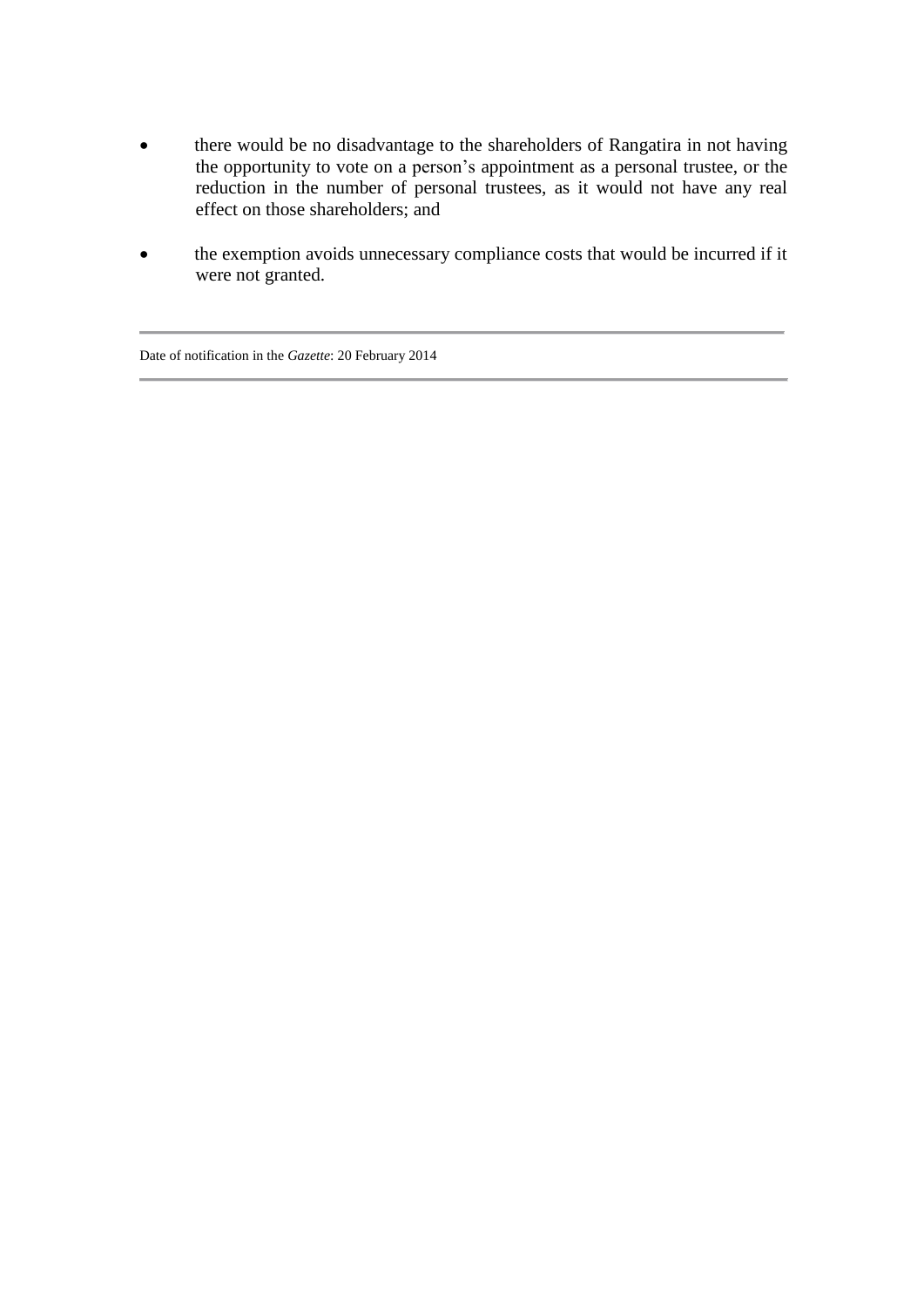- there would be no disadvantage to the shareholders of Rangatira in not having the opportunity to vote on a person's appointment as a personal trustee, or the reduction in the number of personal trustees, as it would not have any real effect on those shareholders; and
- the exemption avoids unnecessary compliance costs that would be incurred if it were not granted.

---

Date of notification in the *Gazette*: 20 February 2014

---